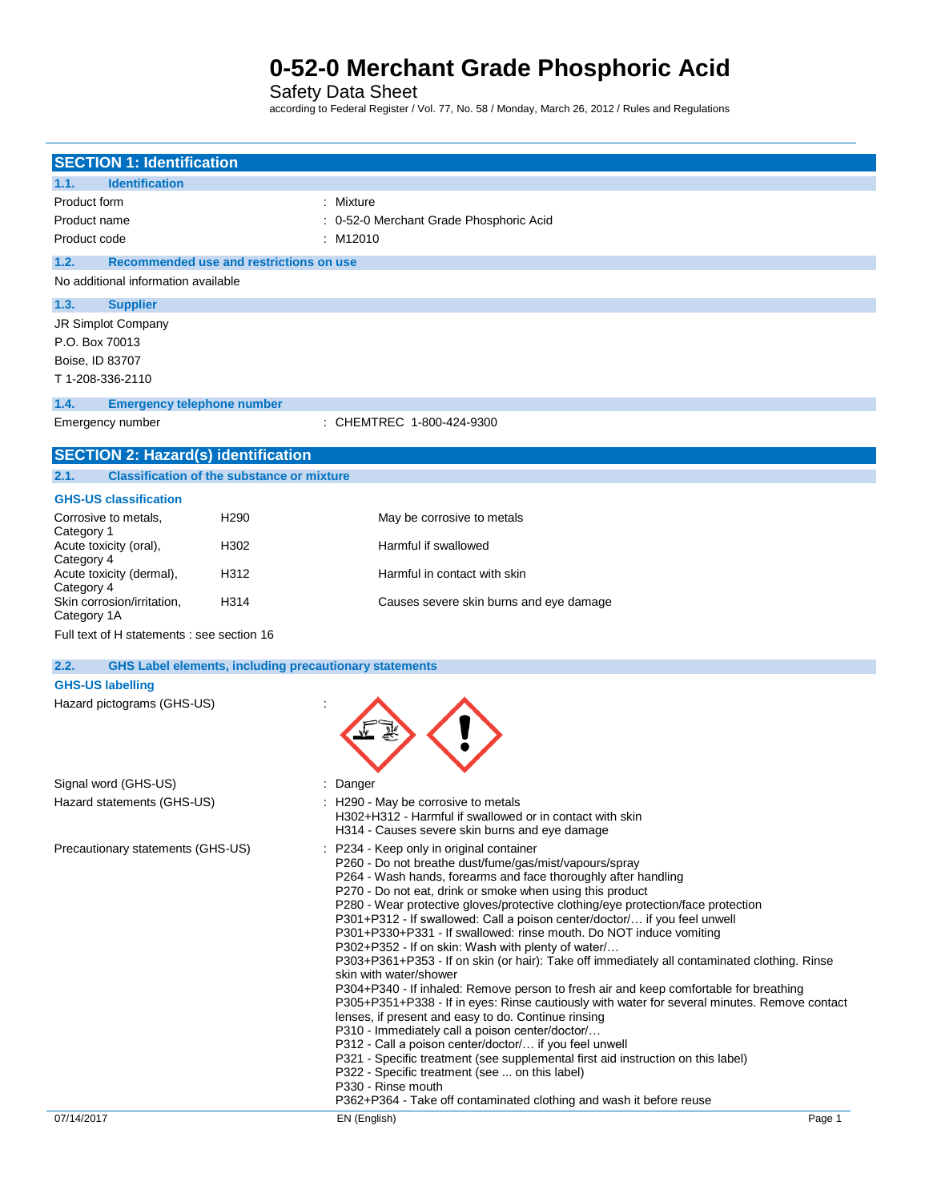# 0-52-0 Merchant Grade Phosphoric Acid

Safety Data Sheet

according to Federal Register / Vol. 77, No. 58 / Monday, March 26, 2012 / Rules and Regulations

## SECTION 1: Identification

### 1.1. Identification

Product form : Mixture

Product name : 0-52-0 Merchant Grade Phosphoric Acid

Product code : M12010

### 1.2. Recommended use and restrictions on use

No additional information available

### 1.3. Supplier

JR Simplot Company

P.O. Box 70013

Boise, ID 83707

T 1-208-336-2110

### 1.4. Emergency telephone number

Emergency number : CHEMTREC 1-800-424-9300

## SECTION 2: Hazard(s) identification

### 2.1. Classification of the substance or mixture

**GHS-US classification**

| | | |
|---|---|---|
| Corrosive to metals, Category 1 | H290 | May be corrosive to metals |
| Acute toxicity (oral), Category 4 | H302 | Harmful if swallowed |
| Acute toxicity (dermal), Category 4 | H312 | Harmful in contact with skin |
| Skin corrosion/irritation, Category 1A | H314 | Causes severe skin burns and eye damage |

Full text of H statements : see section 16

### 2.2. GHS Label elements, including precautionary statements

**GHS-US labelling**

Hazard pictograms (GHS-US) :

Signal word (GHS-US) : Danger

Hazard statements (GHS-US) :
H290 - May be corrosive to metals
H302+H312 - Harmful if swallowed or in contact with skin
H314 - Causes severe skin burns and eye damage

Precautionary statements (GHS-US) :
P234 - Keep only in original container
P260 - Do not breathe dust/fume/gas/mist/vapours/spray
P264 - Wash hands, forearms and face thoroughly after handling
P270 - Do not eat, drink or smoke when using this product
P280 - Wear protective gloves/protective clothing/eye protection/face protection
P301+P312 - If swallowed: Call a poison center/doctor/… if you feel unwell
P301+P330+P331 - If swallowed: rinse mouth. Do NOT induce vomiting
P302+P352 - If on skin: Wash with plenty of water/…
P303+P361+P353 - If on skin (or hair): Take off immediately all contaminated clothing. Rinse skin with water/shower
P304+P340 - If inhaled: Remove person to fresh air and keep comfortable for breathing
P305+P351+P338 - If in eyes: Rinse cautiously with water for several minutes. Remove contact lenses, if present and easy to do. Continue rinsing
P310 - Immediately call a poison center/doctor/…
P312 - Call a poison center/doctor/… if you feel unwell
P321 - Specific treatment (see supplemental first aid instruction on this label)
P322 - Specific treatment (see ... on this label)
P330 - Rinse mouth
P362+P364 - Take off contaminated clothing and wash it before reuse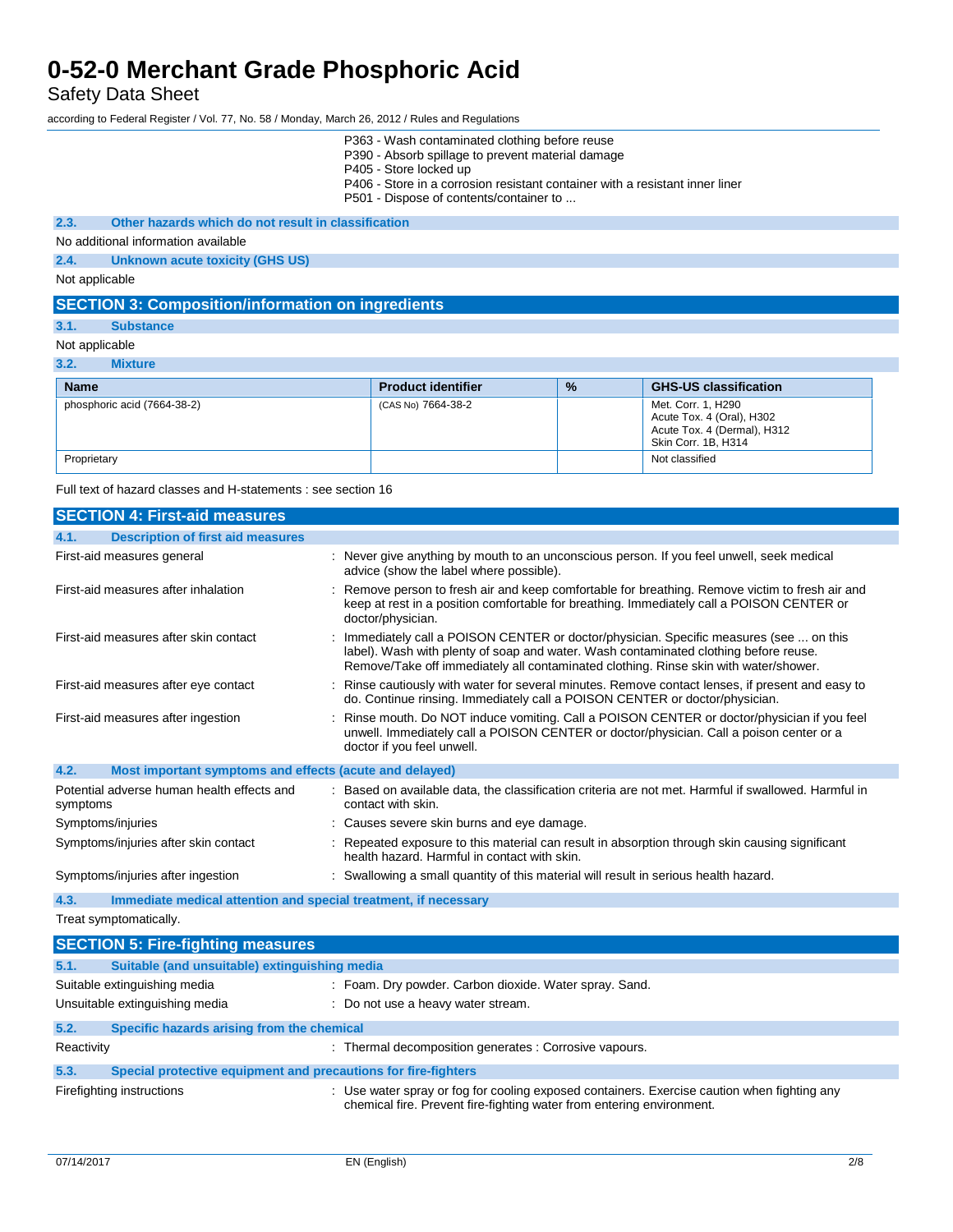P363 - Wash contaminated clothing before reuse
P390 - Absorb spillage to prevent material damage
P405 - Store locked up
P406 - Store in a corrosion resistant container with a resistant inner liner
P501 - Dispose of contents/container to ...

### 2.3. Other hazards which do not result in classification

No additional information available

### 2.4. Unknown acute toxicity (GHS US)

Not applicable

## SECTION 3: Composition/information on ingredients

### 3.1. Substance

Not applicable

### 3.2. Mixture

| Name | Product identifier | % | GHS-US classification |
|---|---|---|---|
| phosphoric acid (7664-38-2) | (CAS No) 7664-38-2 | | Met. Corr. 1, H290<br>Acute Tox. 4 (Oral), H302<br>Acute Tox. 4 (Dermal), H312<br>Skin Corr. 1B, H314 |
| Proprietary | | | Not classified |

Full text of hazard classes and H-statements : see section 16

## SECTION 4: First-aid measures

### 4.1. Description of first aid measures

First-aid measures general : Never give anything by mouth to an unconscious person. If you feel unwell, seek medical advice (show the label where possible).

First-aid measures after inhalation : Remove person to fresh air and keep comfortable for breathing. Remove victim to fresh air and keep at rest in a position comfortable for breathing. Immediately call a POISON CENTER or doctor/physician.

First-aid measures after skin contact : Immediately call a POISON CENTER or doctor/physician. Specific measures (see ... on this label). Wash with plenty of soap and water. Wash contaminated clothing before reuse. Remove/Take off immediately all contaminated clothing. Rinse skin with water/shower.

First-aid measures after eye contact : Rinse cautiously with water for several minutes. Remove contact lenses, if present and easy to do. Continue rinsing. Immediately call a POISON CENTER or doctor/physician.

First-aid measures after ingestion : Rinse mouth. Do NOT induce vomiting. Call a POISON CENTER or doctor/physician if you feel unwell. Immediately call a POISON CENTER or doctor/physician. Call a poison center or a doctor if you feel unwell.

### 4.2. Most important symptoms and effects (acute and delayed)

Potential adverse human health effects and symptoms : Based on available data, the classification criteria are not met. Harmful if swallowed. Harmful in contact with skin.

Symptoms/injuries : Causes severe skin burns and eye damage.

Symptoms/injuries after skin contact : Repeated exposure to this material can result in absorption through skin causing significant health hazard. Harmful in contact with skin.

Symptoms/injuries after ingestion : Swallowing a small quantity of this material will result in serious health hazard.

### 4.3. Immediate medical attention and special treatment, if necessary

Treat symptomatically.

## SECTION 5: Fire-fighting measures

### 5.1. Suitable (and unsuitable) extinguishing media

Suitable extinguishing media : Foam. Dry powder. Carbon dioxide. Water spray. Sand.

Unsuitable extinguishing media : Do not use a heavy water stream.

### 5.2. Specific hazards arising from the chemical

Reactivity : Thermal decomposition generates : Corrosive vapours.

### 5.3. Special protective equipment and precautions for fire-fighters

Firefighting instructions : Use water spray or fog for cooling exposed containers. Exercise caution when fighting any chemical fire. Prevent fire-fighting water from entering environment.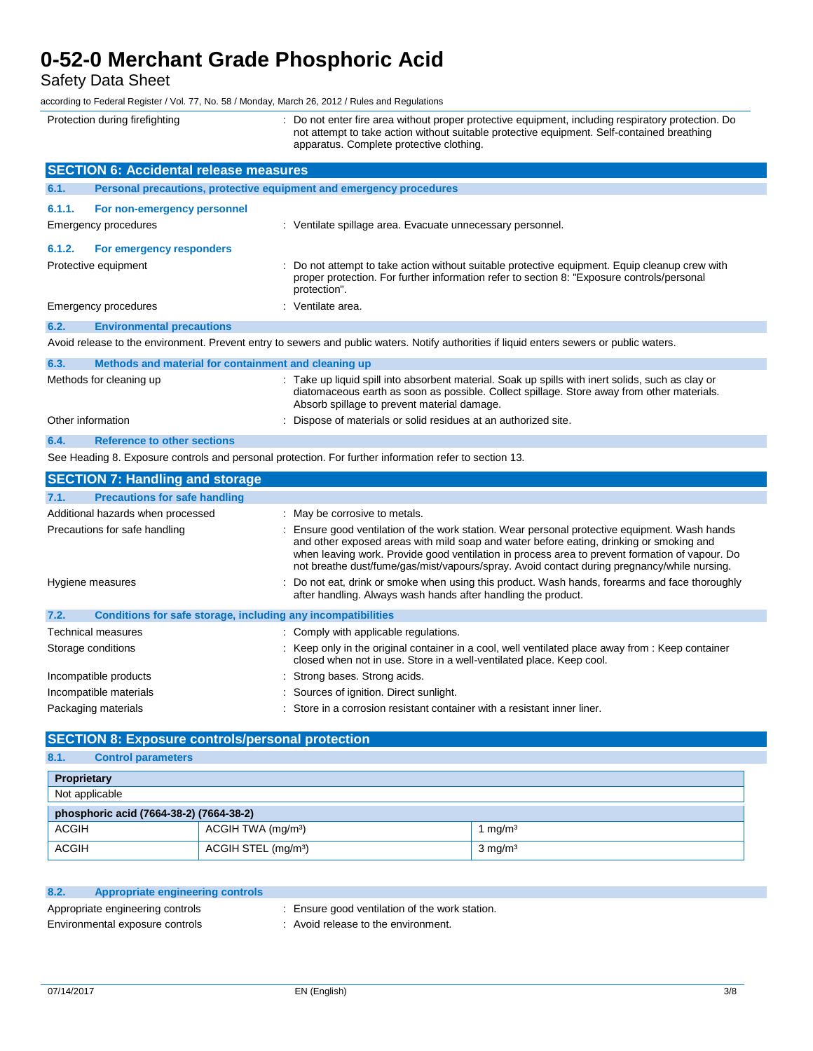Protection during firefighting : Do not enter fire area without proper protective equipment, including respiratory protection. Do not attempt to take action without suitable protective equipment. Self-contained breathing apparatus. Complete protective clothing.

## SECTION 6: Accidental release measures

### 6.1. Personal precautions, protective equipment and emergency procedures

#### 6.1.1. For non-emergency personnel

Emergency procedures : Ventilate spillage area. Evacuate unnecessary personnel.

#### 6.1.2. For emergency responders

Protective equipment : Do not attempt to take action without suitable protective equipment. Equip cleanup crew with proper protection. For further information refer to section 8: "Exposure controls/personal protection".

Emergency procedures : Ventilate area.

### 6.2. Environmental precautions

Avoid release to the environment. Prevent entry to sewers and public waters. Notify authorities if liquid enters sewers or public waters.

### 6.3. Methods and material for containment and cleaning up

Methods for cleaning up : Take up liquid spill into absorbent material. Soak up spills with inert solids, such as clay or diatomaceous earth as soon as possible. Collect spillage. Store away from other materials. Absorb spillage to prevent material damage.

Other information : Dispose of materials or solid residues at an authorized site.

### 6.4. Reference to other sections

See Heading 8. Exposure controls and personal protection. For further information refer to section 13.

## SECTION 7: Handling and storage

### 7.1. Precautions for safe handling

Additional hazards when processed : May be corrosive to metals.

Precautions for safe handling : Ensure good ventilation of the work station. Wear personal protective equipment. Wash hands and other exposed areas with mild soap and water before eating, drinking or smoking and when leaving work. Provide good ventilation in process area to prevent formation of vapour. Do not breathe dust/fume/gas/mist/vapours/spray. Avoid contact during pregnancy/while nursing.

Hygiene measures : Do not eat, drink or smoke when using this product. Wash hands, forearms and face thoroughly after handling. Always wash hands after handling the product.

### 7.2. Conditions for safe storage, including any incompatibilities

Technical measures : Comply with applicable regulations.

Storage conditions : Keep only in the original container in a cool, well ventilated place away from : Keep container closed when not in use. Store in a well-ventilated place. Keep cool.

Incompatible products : Strong bases. Strong acids.

Incompatible materials : Sources of ignition. Direct sunlight.

Packaging materials : Store in a corrosion resistant container with a resistant inner liner.

## SECTION 8: Exposure controls/personal protection

### 8.1. Control parameters

| Proprietary | | |
|---|---|---|
| Not applicable | | |

| phosphoric acid (7664-38-2) (7664-38-2) | | |
|---|---|---|
| ACGIH | ACGIH TWA (mg/m³) | 1 mg/m³ |
| ACGIH | ACGIH STEL (mg/m³) | 3 mg/m³ |

### 8.2. Appropriate engineering controls

Appropriate engineering controls : Ensure good ventilation of the work station.

Environmental exposure controls : Avoid release to the environment.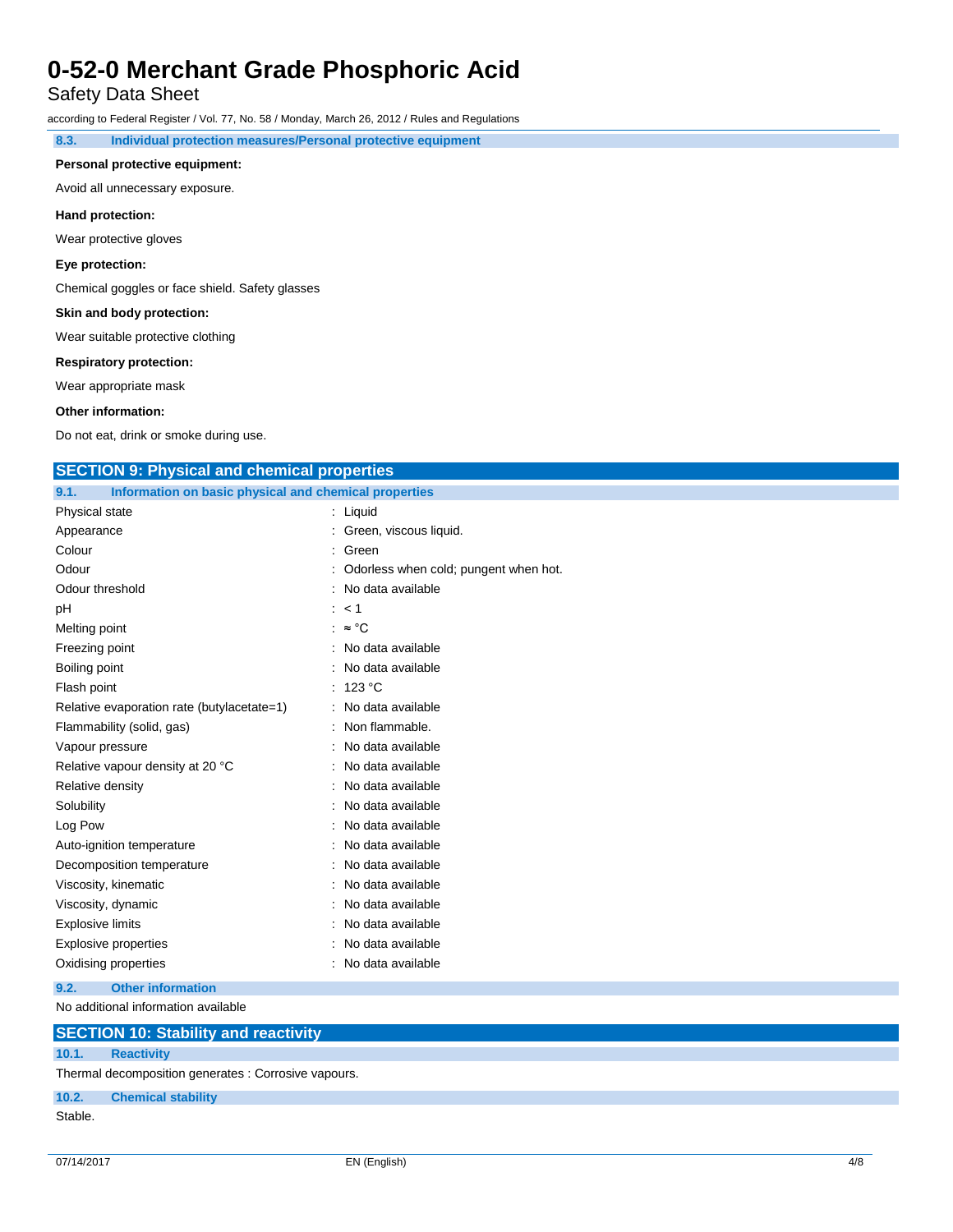### 8.3. Individual protection measures/Personal protective equipment

**Personal protective equipment:**

Avoid all unnecessary exposure.

**Hand protection:**

Wear protective gloves

**Eye protection:**

Chemical goggles or face shield. Safety glasses

**Skin and body protection:**

Wear suitable protective clothing

**Respiratory protection:**

Wear appropriate mask

**Other information:**

Do not eat, drink or smoke during use.

## SECTION 9: Physical and chemical properties

### 9.1. Information on basic physical and chemical properties

| Property | Value |
|---|---|
| Physical state | : Liquid |
| Appearance | : Green, viscous liquid. |
| Colour | : Green |
| Odour | : Odorless when cold; pungent when hot. |
| Odour threshold | : No data available |
| pH | : < 1 |
| Melting point | : ≈ °C |
| Freezing point | : No data available |
| Boiling point | : No data available |
| Flash point | : 123 °C |
| Relative evaporation rate (butylacetate=1) | : No data available |
| Flammability (solid, gas) | : Non flammable. |
| Vapour pressure | : No data available |
| Relative vapour density at 20 °C | : No data available |
| Relative density | : No data available |
| Solubility | : No data available |
| Log Pow | : No data available |
| Auto-ignition temperature | : No data available |
| Decomposition temperature | : No data available |
| Viscosity, kinematic | : No data available |
| Viscosity, dynamic | : No data available |
| Explosive limits | : No data available |
| Explosive properties | : No data available |
| Oxidising properties | : No data available |

### 9.2. Other information

No additional information available

## SECTION 10: Stability and reactivity

### 10.1. Reactivity

Thermal decomposition generates : Corrosive vapours.

### 10.2. Chemical stability

Stable.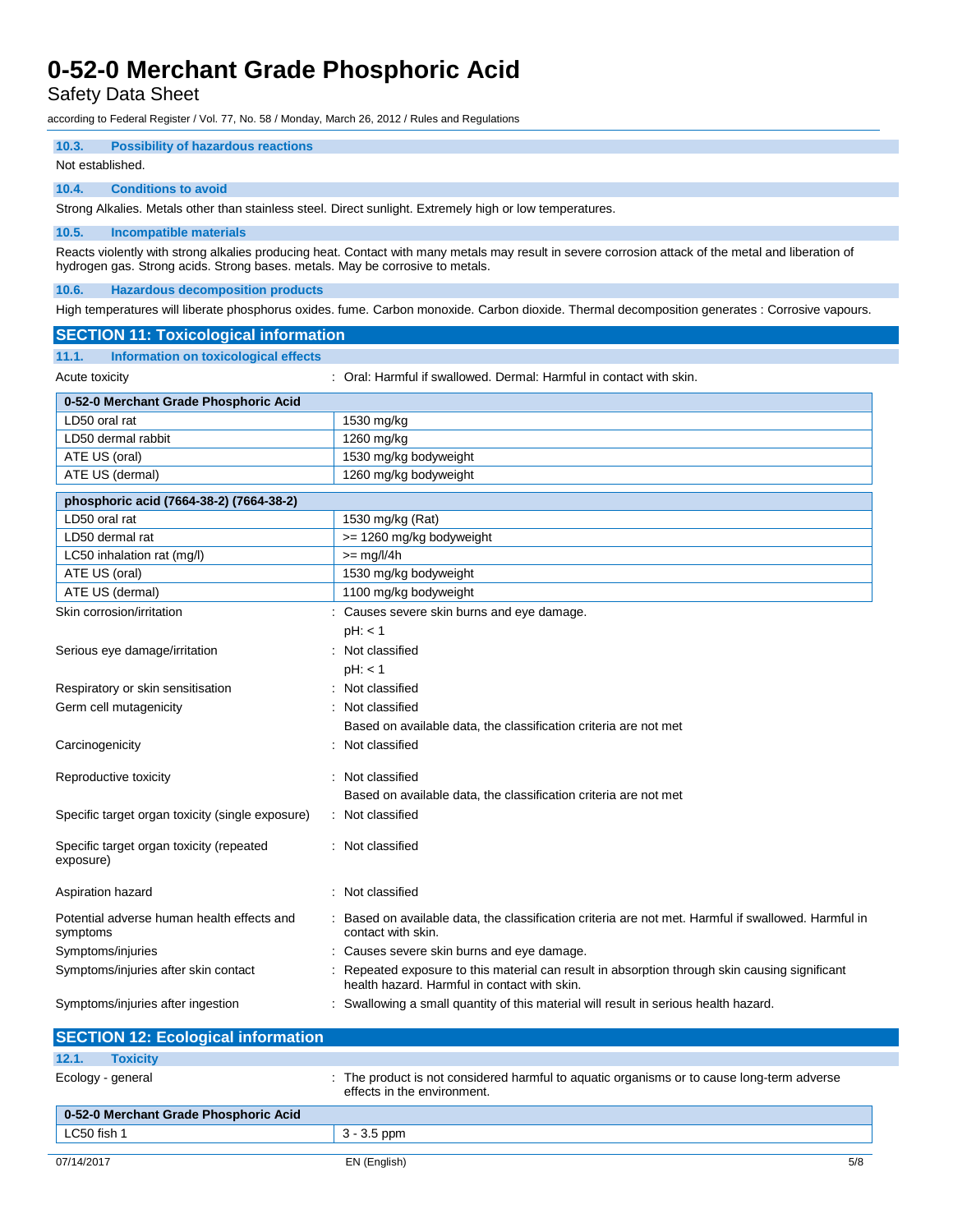### 10.3. Possibility of hazardous reactions

Not established.

### 10.4. Conditions to avoid

Strong Alkalies. Metals other than stainless steel. Direct sunlight. Extremely high or low temperatures.

### 10.5. Incompatible materials

Reacts violently with strong alkalies producing heat. Contact with many metals may result in severe corrosion attack of the metal and liberation of hydrogen gas. Strong acids. Strong bases. metals. May be corrosive to metals.

### 10.6. Hazardous decomposition products

High temperatures will liberate phosphorus oxides. fume. Carbon monoxide. Carbon dioxide. Thermal decomposition generates : Corrosive vapours.

## SECTION 11: Toxicological information

### 11.1. Information on toxicological effects

Acute toxicity : Oral: Harmful if swallowed. Dermal: Harmful in contact with skin.

| 0-52-0 Merchant Grade Phosphoric Acid | |
|---|---|
| LD50 oral rat | 1530 mg/kg |
| LD50 dermal rabbit | 1260 mg/kg |
| ATE US (oral) | 1530 mg/kg bodyweight |
| ATE US (dermal) | 1260 mg/kg bodyweight |

| phosphoric acid (7664-38-2) (7664-38-2) | |
|---|---|
| LD50 oral rat | 1530 mg/kg (Rat) |
| LD50 dermal rat | >= 1260 mg/kg bodyweight |
| LC50 inhalation rat (mg/l) | >= mg/l/4h |
| ATE US (oral) | 1530 mg/kg bodyweight |
| ATE US (dermal) | 1100 mg/kg bodyweight |

Skin corrosion/irritation : Causes severe skin burns and eye damage.
pH: < 1

Serious eye damage/irritation : Not classified
pH: < 1

Respiratory or skin sensitisation : Not classified

Germ cell mutagenicity : Not classified
Based on available data, the classification criteria are not met

Carcinogenicity : Not classified

Reproductive toxicity : Not classified
Based on available data, the classification criteria are not met

Specific target organ toxicity (single exposure) : Not classified

Specific target organ toxicity (repeated exposure) : Not classified

Aspiration hazard : Not classified

Potential adverse human health effects and symptoms : Based on available data, the classification criteria are not met. Harmful if swallowed. Harmful in contact with skin.

Symptoms/injuries : Causes severe skin burns and eye damage.

Symptoms/injuries after skin contact : Repeated exposure to this material can result in absorption through skin causing significant health hazard. Harmful in contact with skin.

Symptoms/injuries after ingestion : Swallowing a small quantity of this material will result in serious health hazard.

## SECTION 12: Ecological information

### 12.1. Toxicity

Ecology - general : The product is not considered harmful to aquatic organisms or to cause long-term adverse effects in the environment.

| 0-52-0 Merchant Grade Phosphoric Acid | |
|---|---|
| LC50 fish 1 | 3 - 3.5 ppm |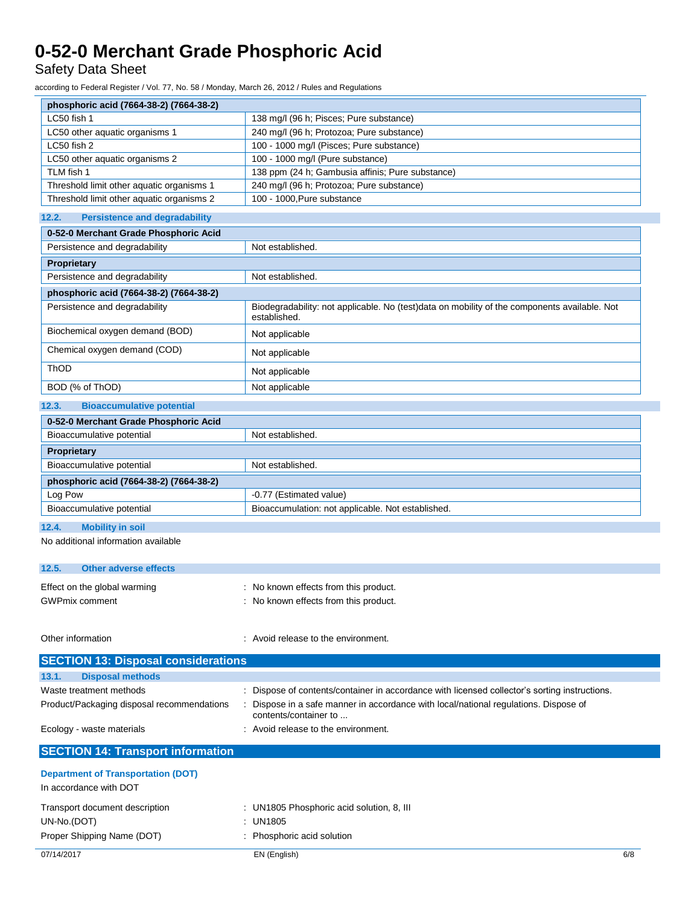| phosphoric acid (7664-38-2) (7664-38-2) | |
|---|---|
| LC50 fish 1 | 138 mg/l (96 h; Pisces; Pure substance) |
| LC50 other aquatic organisms 1 | 240 mg/l (96 h; Protozoa; Pure substance) |
| LC50 fish 2 | 100 - 1000 mg/l (Pisces; Pure substance) |
| LC50 other aquatic organisms 2 | 100 - 1000 mg/l (Pure substance) |
| TLM fish 1 | 138 ppm (24 h; Gambusia affinis; Pure substance) |
| Threshold limit other aquatic organisms 1 | 240 mg/l (96 h; Protozoa; Pure substance) |
| Threshold limit other aquatic organisms 2 | 100 - 1000,Pure substance |

### 12.2. Persistence and degradability

| 0-52-0 Merchant Grade Phosphoric Acid | |
|---|---|
| Persistence and degradability | Not established. |
| **Proprietary** | |
| Persistence and degradability | Not established. |
| **phosphoric acid (7664-38-2) (7664-38-2)** | |
| Persistence and degradability | Biodegradability: not applicable. No (test)data on mobility of the components available. Not established. |
| Biochemical oxygen demand (BOD) | Not applicable |
| Chemical oxygen demand (COD) | Not applicable |
| ThOD | Not applicable |
| BOD (% of ThOD) | Not applicable |

### 12.3. Bioaccumulative potential

| 0-52-0 Merchant Grade Phosphoric Acid | |
|---|---|
| Bioaccumulative potential | Not established. |
| **Proprietary** | |
| Bioaccumulative potential | Not established. |
| **phosphoric acid (7664-38-2) (7664-38-2)** | |
| Log Pow | -0.77 (Estimated value) |
| Bioaccumulative potential | Bioaccumulation: not applicable. Not established. |

### 12.4. Mobility in soil

No additional information available

### 12.5. Other adverse effects

Effect on the global warming : No known effects from this product.

GWPmix comment : No known effects from this product.

Other information : Avoid release to the environment.

## SECTION 13: Disposal considerations

### 13.1. Disposal methods

Waste treatment methods : Dispose of contents/container in accordance with licensed collector's sorting instructions.

Product/Packaging disposal recommendations : Dispose in a safe manner in accordance with local/national regulations. Dispose of contents/container to ...

Ecology - waste materials : Avoid release to the environment.

## SECTION 14: Transport information

**Department of Transportation (DOT)**

In accordance with DOT

Transport document description : UN1805 Phosphoric acid solution, 8, III

UN-No.(DOT) : UN1805

Proper Shipping Name (DOT) : Phosphoric acid solution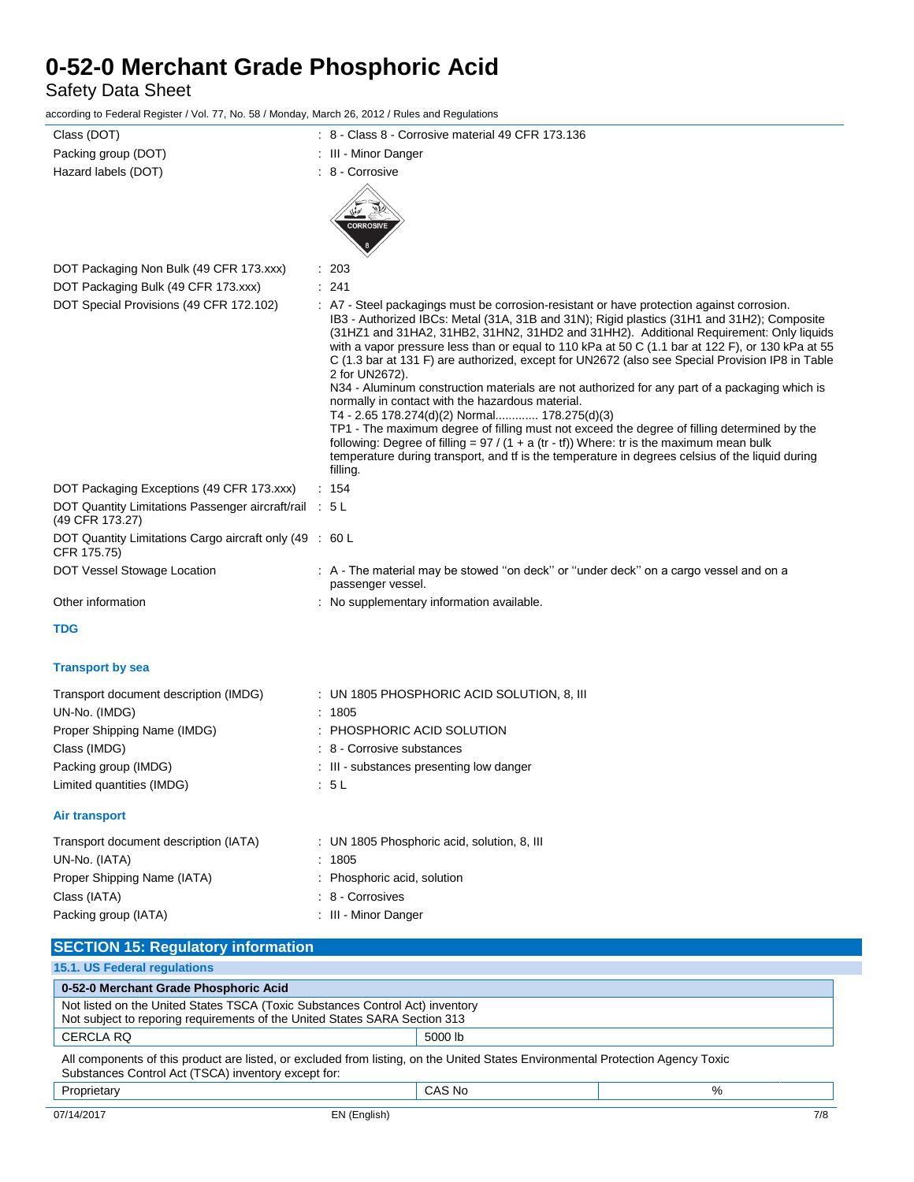Class (DOT) : 8 - Class 8 - Corrosive material 49 CFR 173.136

Packing group (DOT) : III - Minor Danger

Hazard labels (DOT) : 8 - Corrosive

DOT Packaging Non Bulk (49 CFR 173.xxx) : 203

DOT Packaging Bulk (49 CFR 173.xxx) : 241

DOT Special Provisions (49 CFR 172.102) : A7 - Steel packagings must be corrosion-resistant or have protection against corrosion.
IB3 - Authorized IBCs: Metal (31A, 31B and 31N); Rigid plastics (31H1 and 31H2); Composite (31HZ1 and 31HA2, 31HB2, 31HN2, 31HD2 and 31HH2). Additional Requirement: Only liquids with a vapor pressure less than or equal to 110 kPa at 50 C (1.1 bar at 122 F), or 130 kPa at 55 C (1.3 bar at 131 F) are authorized, except for UN2672 (also see Special Provision IP8 in Table 2 for UN2672).
N34 - Aluminum construction materials are not authorized for any part of a packaging which is normally in contact with the hazardous material.
T4 - 2.65 178.274(d)(2) Normal............. 178.275(d)(3)
TP1 - The maximum degree of filling must not exceed the degree of filling determined by the following: Degree of filling = 97 / (1 + a (tr - tf)) Where: tr is the maximum mean bulk temperature during transport, and tf is the temperature in degrees celsius of the liquid during filling.

DOT Packaging Exceptions (49 CFR 173.xxx) : 154

DOT Quantity Limitations Passenger aircraft/rail (49 CFR 173.27) : 5 L

DOT Quantity Limitations Cargo aircraft only (49 CFR 175.75) : 60 L

DOT Vessel Stowage Location : A - The material may be stowed "on deck" or "under deck" on a cargo vessel and on a passenger vessel.

Other information : No supplementary information available.

### TDG

### Transport by sea

Transport document description (IMDG) : UN 1805 PHOSPHORIC ACID SOLUTION, 8, III

UN-No. (IMDG) : 1805

Proper Shipping Name (IMDG) : PHOSPHORIC ACID SOLUTION

Class (IMDG) : 8 - Corrosive substances

Packing group (IMDG) : III - substances presenting low danger

Limited quantities (IMDG) : 5 L

### Air transport

Transport document description (IATA) : UN 1805 Phosphoric acid, solution, 8, III

UN-No. (IATA) : 1805

Proper Shipping Name (IATA) : Phosphoric acid, solution

Class (IATA) : 8 - Corrosives

Packing group (IATA) : III - Minor Danger

## SECTION 15: Regulatory information

### 15.1. US Federal regulations

| 0-52-0 Merchant Grade Phosphoric Acid | |
|---|---|
| Not listed on the United States TSCA (Toxic Substances Control Act) inventory<br>Not subject to reporing requirements of the United States SARA Section 313 | |
| CERCLA RQ | 5000 lb |

All components of this product are listed, or excluded from listing, on the United States Environmental Protection Agency Toxic Substances Control Act (TSCA) inventory except for:

| Proprietary | CAS No | % |
|---|---|---|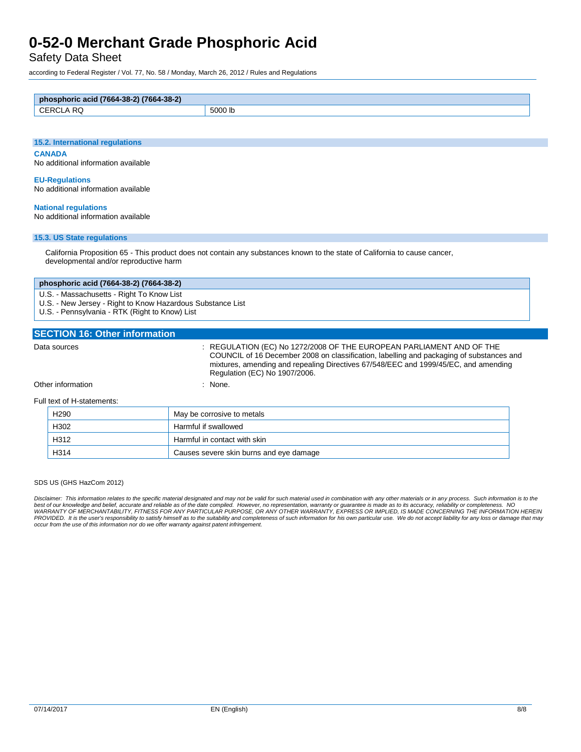| phosphoric acid (7664-38-2) (7664-38-2) | |
|---|---|
| CERCLA RQ | 5000 lb |

### 15.2. International regulations

**CANADA**

No additional information available

**EU-Regulations**

No additional information available

**National regulations**

No additional information available

### 15.3. US State regulations

California Proposition 65 - This product does not contain any substances known to the state of California to cause cancer, developmental and/or reproductive harm

| phosphoric acid (7664-38-2) (7664-38-2) |
|---|
| U.S. - Massachusetts - Right To Know List<br>U.S. - New Jersey - Right to Know Hazardous Substance List<br>U.S. - Pennsylvania - RTK (Right to Know) List |

## SECTION 16: Other information

Data sources : REGULATION (EC) No 1272/2008 OF THE EUROPEAN PARLIAMENT AND OF THE COUNCIL of 16 December 2008 on classification, labelling and packaging of substances and mixtures, amending and repealing Directives 67/548/EEC and 1999/45/EC, and amending Regulation (EC) No 1907/2006.

Other information : None.

Full text of H-statements:

| | |
|---|---|
| H290 | May be corrosive to metals |
| H302 | Harmful if swallowed |
| H312 | Harmful in contact with skin |
| H314 | Causes severe skin burns and eye damage |

SDS US (GHS HazCom 2012)

*Disclaimer: This information relates to the specific material designated and may not be valid for such material used in combination with any other materials or in any process. Such information is to the best of our knowledge and belief, accurate and reliable as of the date compiled. However, no representation, warranty or guarantee is made as to its accuracy, reliability or completeness. NO WARRANTY OF MERCHANTABILITY, FITNESS FOR ANY PARTICULAR PURPOSE, OR ANY OTHER WARRANTY, EXPRESS OR IMPLIED, IS MADE CONCERNING THE INFORMATION HEREIN PROVIDED. It is the user's responsibility to satisfy himself as to the suitability and completeness of such information for his own particular use. We do not accept liability for any loss or damage that may occur from the use of this information nor do we offer warranty against patent infringement.*